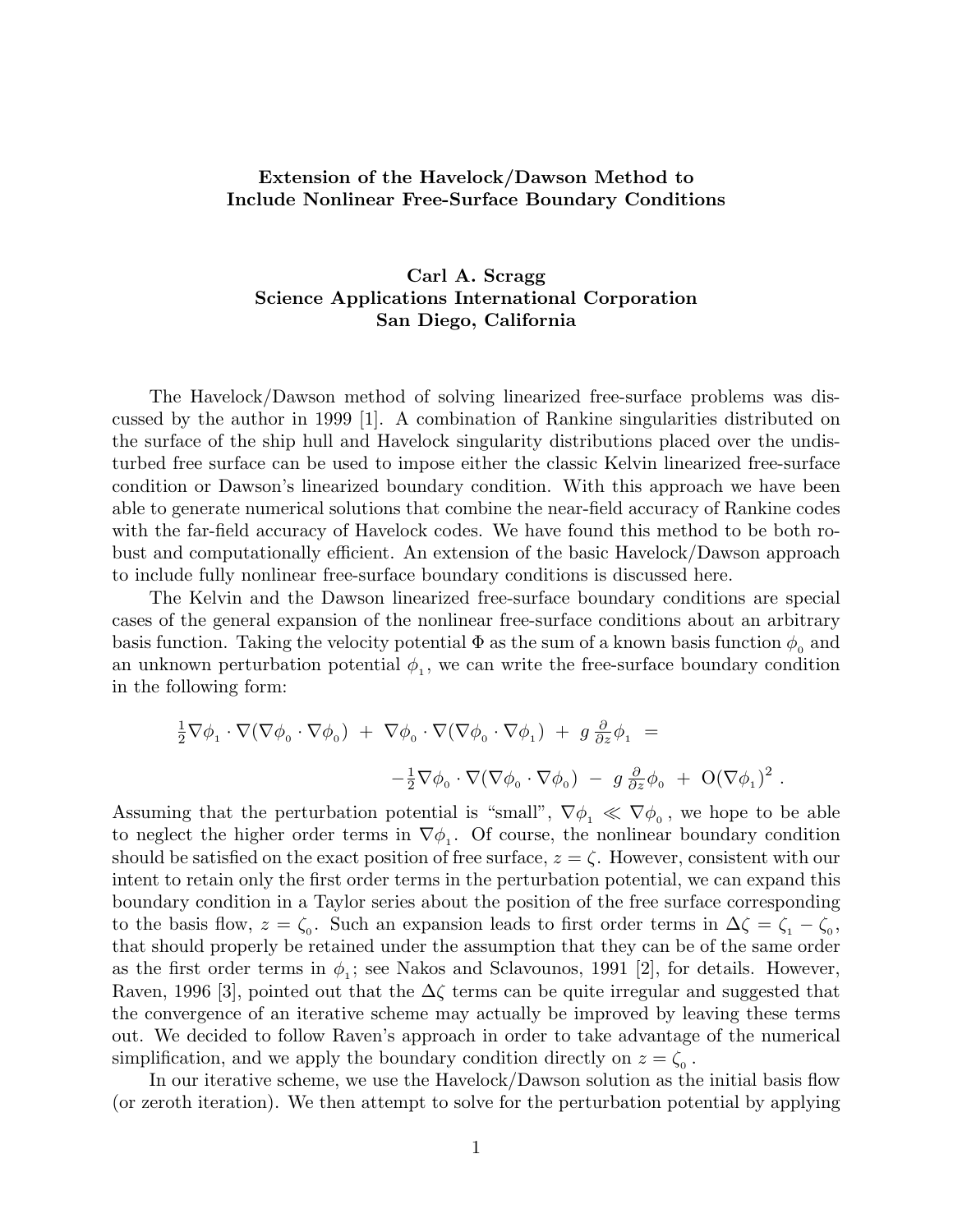**Extension of the Havelock/Dawson Method to Include Nonlinear Free-Surface Boundary Conditions**

**Carl A. Scragg**
**Science Applications International Corporation**
**San Diego, California**

The Havelock/Dawson method of solving linearized free-surface problems was discussed by the author in 1999 [1]. A combination of Rankine singularities distributed on the surface of the ship hull and Havelock singularity distributions placed over the undisturbed free surface can be used to impose either the classic Kelvin linearized free-surface condition or Dawson's linearized boundary condition. With this approach we have been able to generate numerical solutions that combine the near-field accuracy of Rankine codes with the far-field accuracy of Havelock codes. We have found this method to be both robust and computationally efficient. An extension of the basic Havelock/Dawson approach to include fully nonlinear free-surface boundary conditions is discussed here.

The Kelvin and the Dawson linearized free-surface boundary conditions are special cases of the general expansion of the nonlinear free-surface conditions about an arbitrary basis function. Taking the velocity potential $\Phi$ as the sum of a known basis function $\phi_0$ and an unknown perturbation potential $\phi_1$, we can write the free-surface boundary condition in the following form:

$$\tfrac{1}{2}\nabla\phi_1 \cdot \nabla(\nabla\phi_0 \cdot \nabla\phi_0) \;+\; \nabla\phi_0 \cdot \nabla(\nabla\phi_0 \cdot \nabla\phi_1) \;+\; g\,\tfrac{\partial}{\partial z}\phi_1 \;=\; -\tfrac{1}{2}\nabla\phi_0 \cdot \nabla(\nabla\phi_0 \cdot \nabla\phi_0) \;-\; g\,\tfrac{\partial}{\partial z}\phi_0 \;+\; \mathrm{O}(\nabla\phi_1)^2 \,.$$

Assuming that the perturbation potential is "small", $\nabla\phi_1 \ll \nabla\phi_0$, we hope to be able to neglect the higher order terms in $\nabla\phi_1$. Of course, the nonlinear boundary condition should be satisfied on the exact position of free surface, $z = \zeta$. However, consistent with our intent to retain only the first order terms in the perturbation potential, we can expand this boundary condition in a Taylor series about the position of the free surface corresponding to the basis flow, $z = \zeta_0$. Such an expansion leads to first order terms in $\Delta\zeta = \zeta_1 - \zeta_0$, that should properly be retained under the assumption that they can be of the same order as the first order terms in $\phi_1$; see Nakos and Sclavounos, 1991 [2], for details. However, Raven, 1996 [3], pointed out that the $\Delta\zeta$ terms can be quite irregular and suggested that the convergence of an iterative scheme may actually be improved by leaving these terms out. We decided to follow Raven's approach in order to take advantage of the numerical simplification, and we apply the boundary condition directly on $z = \zeta_0$.

In our iterative scheme, we use the Havelock/Dawson solution as the initial basis flow (or zeroth iteration). We then attempt to solve for the perturbation potential by applying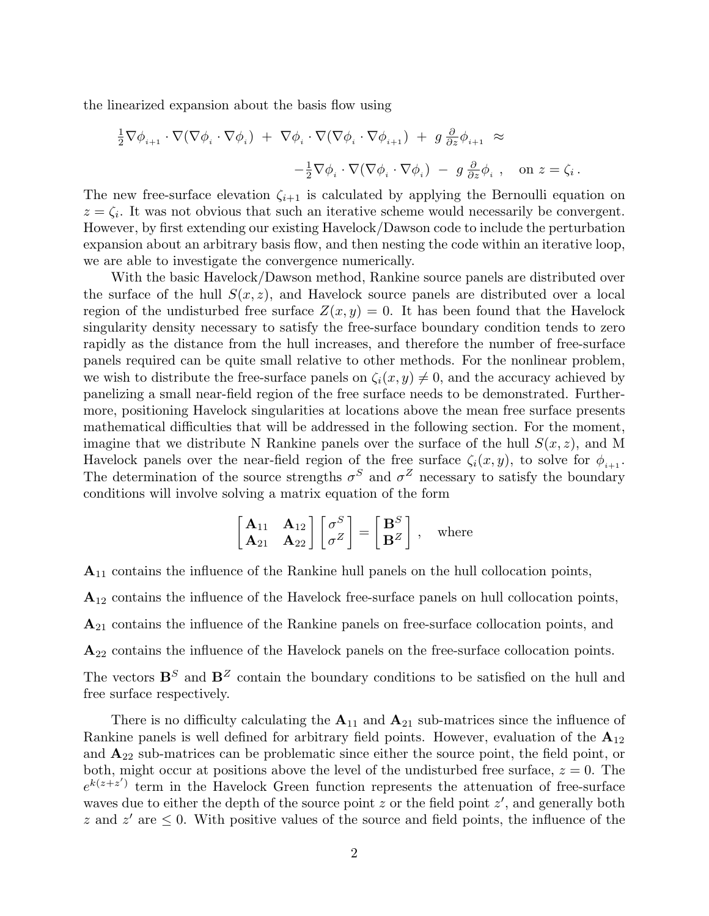the linearized expansion about the basis flow using

$$\tfrac{1}{2}\nabla\phi_{_{i+1}} \cdot \nabla(\nabla\phi_{_i} \cdot \nabla\phi_{_i}) \; + \; \nabla\phi_{_i} \cdot \nabla(\nabla\phi_{_i} \cdot \nabla\phi_{_{i+1}}) \; + \; g\,\tfrac{\partial}{\partial z}\phi_{_{i+1}} \;\approx$$

$$-\tfrac{1}{2}\nabla\phi_{_i} \cdot \nabla(\nabla\phi_{_i} \cdot \nabla\phi_{_i}) \; - \; g\,\tfrac{\partial}{\partial z}\phi_{_i}\;, \quad \text{on } z = \zeta_i\,.$$

The new free-surface elevation $\zeta_{i+1}$ is calculated by applying the Bernoulli equation on $z = \zeta_i$. It was not obvious that such an iterative scheme would necessarily be convergent. However, by first extending our existing Havelock/Dawson code to include the perturbation expansion about an arbitrary basis flow, and then nesting the code within an iterative loop, we are able to investigate the convergence numerically.

With the basic Havelock/Dawson method, Rankine source panels are distributed over the surface of the hull $S(x,z)$, and Havelock source panels are distributed over a local region of the undisturbed free surface $Z(x,y) = 0$. It has been found that the Havelock singularity density necessary to satisfy the free-surface boundary condition tends to zero rapidly as the distance from the hull increases, and therefore the number of free-surface panels required can be quite small relative to other methods. For the nonlinear problem, we wish to distribute the free-surface panels on $\zeta_i(x,y) \neq 0$, and the accuracy achieved by panelizing a small near-field region of the free surface needs to be demonstrated. Furthermore, positioning Havelock singularities at locations above the mean free surface presents mathematical difficulties that will be addressed in the following section. For the moment, imagine that we distribute N Rankine panels over the surface of the hull $S(x,z)$, and M Havelock panels over the near-field region of the free surface $\zeta_i(x,y)$, to solve for $\phi_{_{i+1}}$. The determination of the source strengths $\sigma^S$ and $\sigma^Z$ necessary to satisfy the boundary conditions will involve solving a matrix equation of the form

$$\begin{bmatrix} \mathbf{A}_{11} & \mathbf{A}_{12} \\ \mathbf{A}_{21} & \mathbf{A}_{22} \end{bmatrix} \begin{bmatrix} \sigma^S \\ \sigma^Z \end{bmatrix} = \begin{bmatrix} \mathbf{B}^S \\ \mathbf{B}^Z \end{bmatrix}\,, \quad \text{where}$$

$\mathbf{A}_{11}$ contains the influence of the Rankine hull panels on the hull collocation points,

$\mathbf{A}_{12}$ contains the influence of the Havelock free-surface panels on hull collocation points,

$\mathbf{A}_{21}$ contains the influence of the Rankine panels on free-surface collocation points, and

$\mathbf{A}_{22}$ contains the influence of the Havelock panels on the free-surface collocation points.

The vectors $\mathbf{B}^S$ and $\mathbf{B}^Z$ contain the boundary conditions to be satisfied on the hull and free surface respectively.

There is no difficulty calculating the $\mathbf{A}_{11}$ and $\mathbf{A}_{21}$ sub-matrices since the influence of Rankine panels is well defined for arbitrary field points. However, evaluation of the $\mathbf{A}_{12}$ and $\mathbf{A}_{22}$ sub-matrices can be problematic since either the source point, the field point, or both, might occur at positions above the level of the undisturbed free surface, $z = 0$. The $e^{k(z+z')}$ term in the Havelock Green function represents the attenuation of free-surface waves due to either the depth of the source point $z$ or the field point $z'$, and generally both $z$ and $z'$ are $\leq 0$. With positive values of the source and field points, the influence of the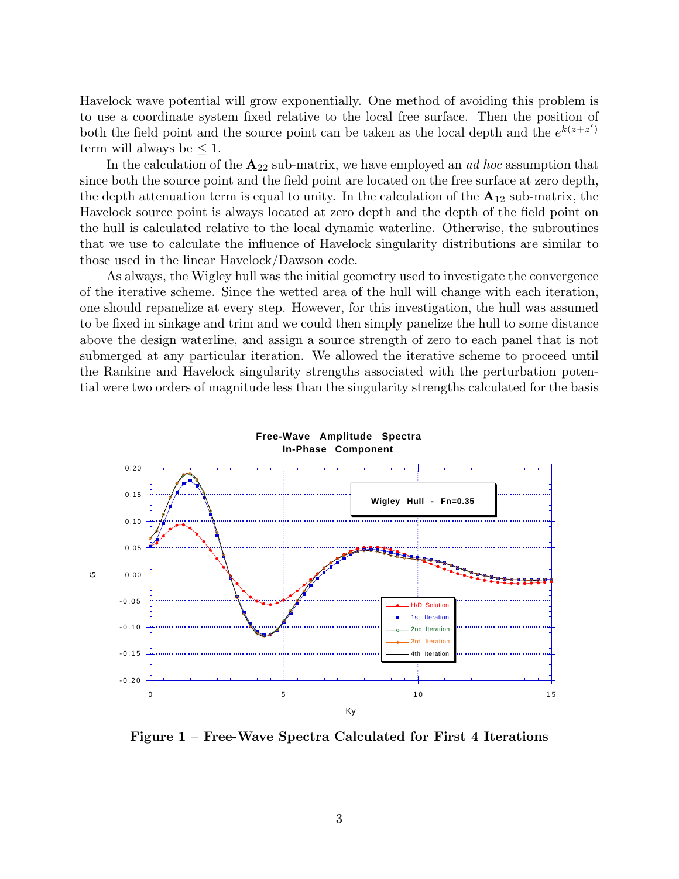Havelock wave potential will grow exponentially. One method of avoiding this problem is to use a coordinate system fixed relative to the local free surface. Then the position of both the field point and the source point can be taken as the local depth and the $e^{k(z+z')}$ term will always be $\leq 1$.

In the calculation of the $\mathbf{A}_{22}$ sub-matrix, we have employed an *ad hoc* assumption that since both the source point and the field point are located on the free surface at zero depth, the depth attenuation term is equal to unity. In the calculation of the $\mathbf{A}_{12}$ sub-matrix, the Havelock source point is always located at zero depth and the depth of the field point on the hull is calculated relative to the local dynamic waterline. Otherwise, the subroutines that we use to calculate the influence of Havelock singularity distributions are similar to those used in the linear Havelock/Dawson code.

As always, the Wigley hull was the initial geometry used to investigate the convergence of the iterative scheme. Since the wetted area of the hull will change with each iteration, one should repanelize at every step. However, for this investigation, the hull was assumed to be fixed in sinkage and trim and we could then simply panelize the hull to some distance above the design waterline, and assign a source strength of zero to each panel that is not submerged at any particular iteration. We allowed the iterative scheme to proceed until the Rankine and Havelock singularity strengths associated with the perturbation potential were two orders of magnitude less than the singularity strengths calculated for the basis

**Figure 1 – Free-Wave Spectra Calculated for First 4 Iterations**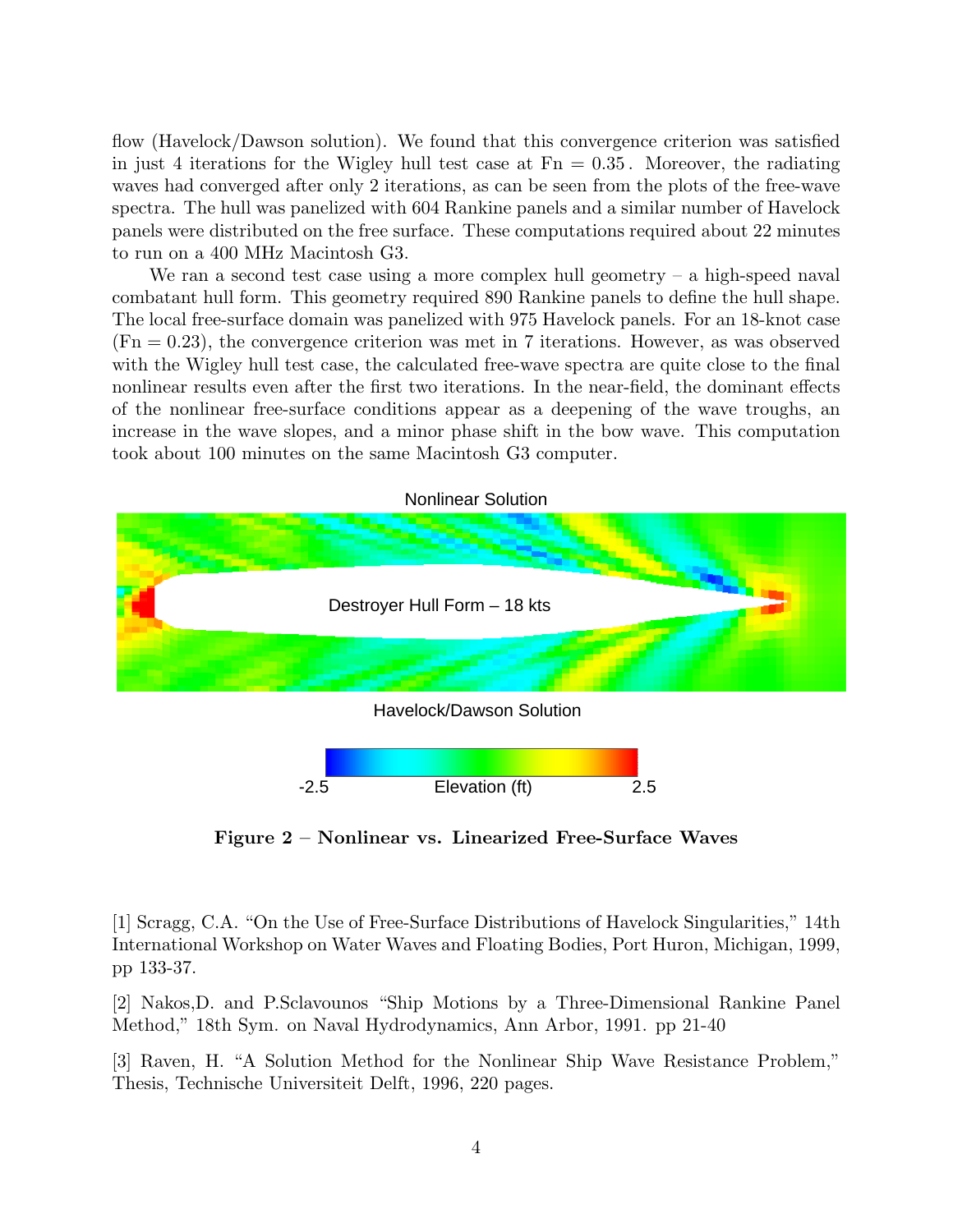flow (Havelock/Dawson solution). We found that this convergence criterion was satisfied in just 4 iterations for the Wigley hull test case at Fn = 0.35 . Moreover, the radiating waves had converged after only 2 iterations, as can be seen from the plots of the free-wave spectra. The hull was panelized with 604 Rankine panels and a similar number of Havelock panels were distributed on the free surface. These computations required about 22 minutes to run on a 400 MHz Macintosh G3.

We ran a second test case using a more complex hull geometry – a high-speed naval combatant hull form. This geometry required 890 Rankine panels to define the hull shape. The local free-surface domain was panelized with 975 Havelock panels. For an 18-knot case (Fn = 0.23), the convergence criterion was met in 7 iterations. However, as was observed with the Wigley hull test case, the calculated free-wave spectra are quite close to the final nonlinear results even after the first two iterations. In the near-field, the dominant effects of the nonlinear free-surface conditions appear as a deepening of the wave troughs, an increase in the wave slopes, and a minor phase shift in the bow wave. This computation took about 100 minutes on the same Macintosh G3 computer.

Nonlinear Solution

Destroyer Hull Form – 18 kts

Havelock/Dawson Solution

-2.5 Elevation (ft) 2.5

**Figure 2 – Nonlinear vs. Linearized Free-Surface Waves**

[1] Scragg, C.A. "On the Use of Free-Surface Distributions of Havelock Singularities," 14th International Workshop on Water Waves and Floating Bodies, Port Huron, Michigan, 1999, pp 133-37.

[2] Nakos,D. and P.Sclavounos "Ship Motions by a Three-Dimensional Rankine Panel Method," 18th Sym. on Naval Hydrodynamics, Ann Arbor, 1991. pp 21-40

[3] Raven, H. "A Solution Method for the Nonlinear Ship Wave Resistance Problem," Thesis, Technische Universiteit Delft, 1996, 220 pages.